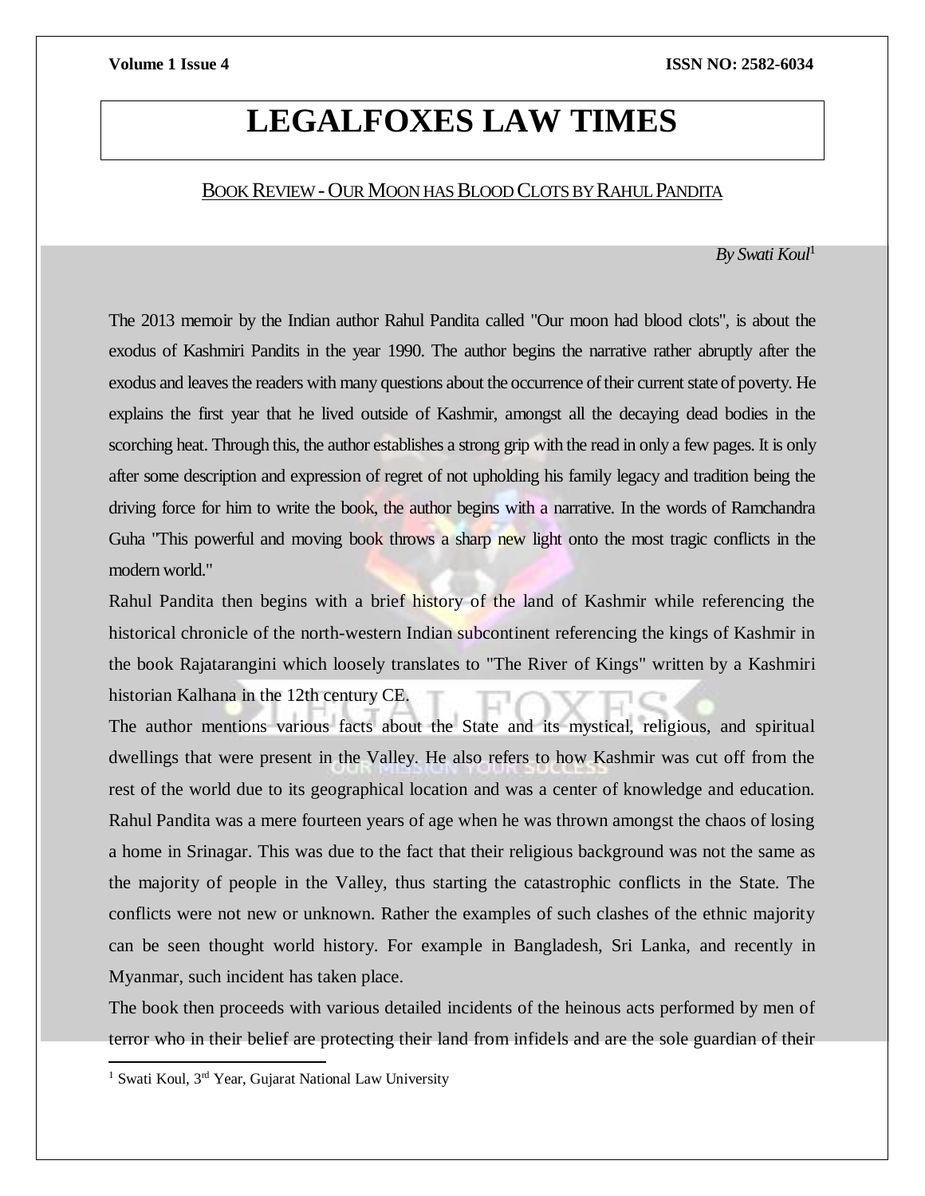# LEGALFOXES LAW TIMES

## BOOK REVIEW - OUR MOON HAS BLOOD CLOTS BY RAHUL PANDITA

*By Swati Koul*[1]

The 2013 memoir by the Indian author Rahul Pandita called "Our moon had blood clots", is about the exodus of Kashmiri Pandits in the year 1990. The author begins the narrative rather abruptly after the exodus and leaves the readers with many questions about the occurrence of their current state of poverty. He explains the first year that he lived outside of Kashmir, amongst all the decaying dead bodies in the scorching heat. Through this, the author establishes a strong grip with the read in only a few pages. It is only after some description and expression of regret of not upholding his family legacy and tradition being the driving force for him to write the book, the author begins with a narrative. In the words of Ramchandra Guha "This powerful and moving book throws a sharp new light onto the most tragic conflicts in the modern world."

Rahul Pandita then begins with a brief history of the land of Kashmir while referencing the historical chronicle of the north-western Indian subcontinent referencing the kings of Kashmir in the book Rajatarangini which loosely translates to "The River of Kings" written by a Kashmiri historian Kalhana in the 12th century CE.

The author mentions various facts about the State and its mystical, religious, and spiritual dwellings that were present in the Valley. He also refers to how Kashmir was cut off from the rest of the world due to its geographical location and was a center of knowledge and education. Rahul Pandita was a mere fourteen years of age when he was thrown amongst the chaos of losing a home in Srinagar. This was due to the fact that their religious background was not the same as the majority of people in the Valley, thus starting the catastrophic conflicts in the State. The conflicts were not new or unknown. Rather the examples of such clashes of the ethnic majority can be seen thought world history. For example in Bangladesh, Sri Lanka, and recently in Myanmar, such incident has taken place.

The book then proceeds with various detailed incidents of the heinous acts performed by men of terror who in their belief are protecting their land from infidels and are the sole guardian of their

[1] Swati Koul, 3rd Year, Gujarat National Law University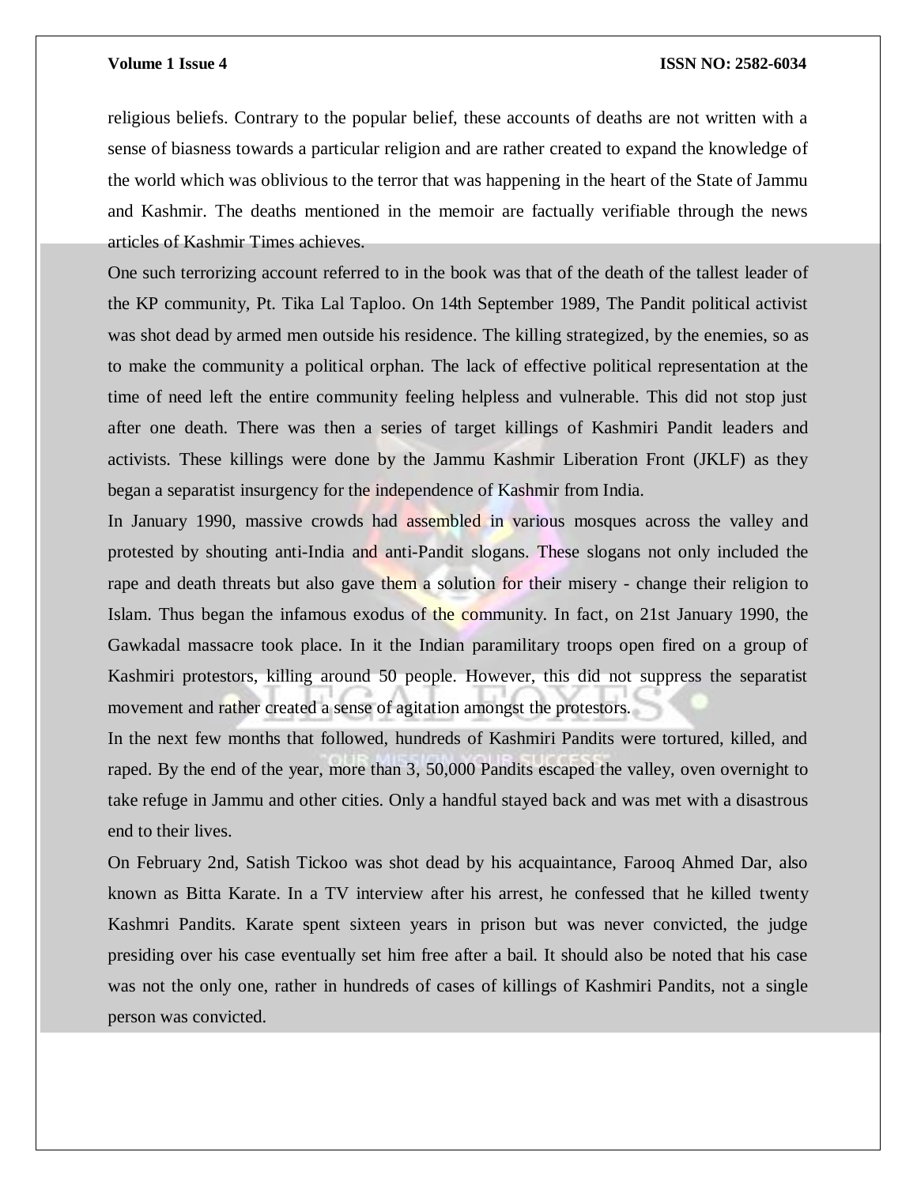religious beliefs. Contrary to the popular belief, these accounts of deaths are not written with a sense of biasness towards a particular religion and are rather created to expand the knowledge of the world which was oblivious to the terror that was happening in the heart of the State of Jammu and Kashmir. The deaths mentioned in the memoir are factually verifiable through the news articles of Kashmir Times achieves.

One such terrorizing account referred to in the book was that of the death of the tallest leader of the KP community, Pt. Tika Lal Taploo. On 14th September 1989, The Pandit political activist was shot dead by armed men outside his residence. The killing strategized, by the enemies, so as to make the community a political orphan. The lack of effective political representation at the time of need left the entire community feeling helpless and vulnerable. This did not stop just after one death. There was then a series of target killings of Kashmiri Pandit leaders and activists. These killings were done by the Jammu Kashmir Liberation Front (JKLF) as they began a separatist insurgency for the independence of Kashmir from India.

In January 1990, massive crowds had assembled in various mosques across the valley and protested by shouting anti-India and anti-Pandit slogans. These slogans not only included the rape and death threats but also gave them a solution for their misery - change their religion to Islam. Thus began the infamous exodus of the community. In fact, on 21st January 1990, the Gawkadal massacre took place. In it the Indian paramilitary troops open fired on a group of Kashmiri protestors, killing around 50 people. However, this did not suppress the separatist movement and rather created a sense of agitation amongst the protestors.

In the next few months that followed, hundreds of Kashmiri Pandits were tortured, killed, and raped. By the end of the year, more than 3, 50,000 Pandits escaped the valley, oven overnight to take refuge in Jammu and other cities. Only a handful stayed back and was met with a disastrous end to their lives.

On February 2nd, Satish Tickoo was shot dead by his acquaintance, Farooq Ahmed Dar, also known as Bitta Karate. In a TV interview after his arrest, he confessed that he killed twenty Kashmri Pandits. Karate spent sixteen years in prison but was never convicted, the judge presiding over his case eventually set him free after a bail. It should also be noted that his case was not the only one, rather in hundreds of cases of killings of Kashmiri Pandits, not a single person was convicted.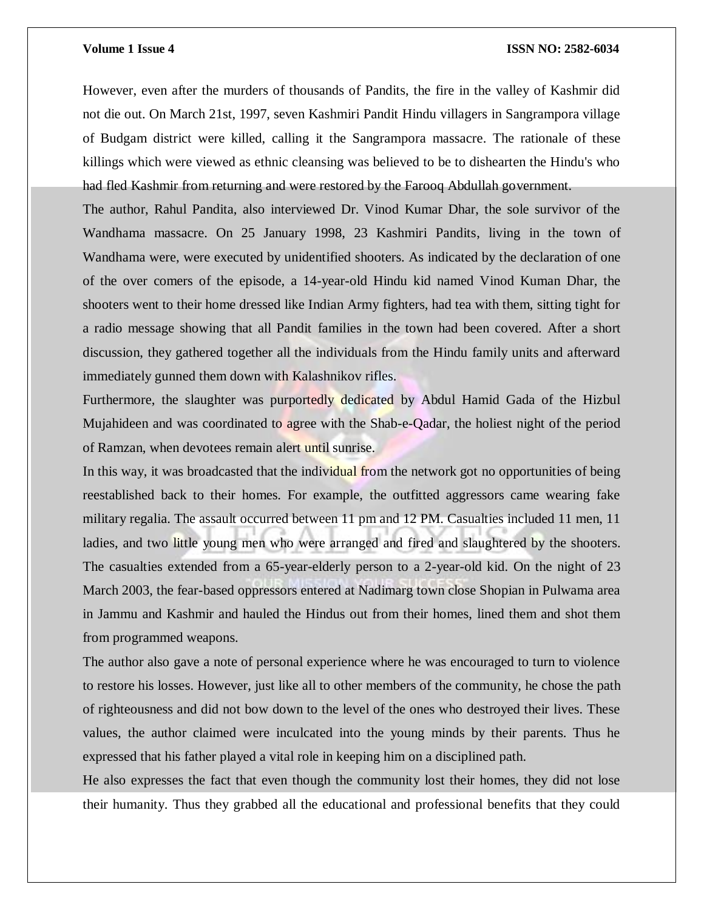However, even after the murders of thousands of Pandits, the fire in the valley of Kashmir did not die out. On March 21st, 1997, seven Kashmiri Pandit Hindu villagers in Sangrampora village of Budgam district were killed, calling it the Sangrampora massacre. The rationale of these killings which were viewed as ethnic cleansing was believed to be to dishearten the Hindu's who had fled Kashmir from returning and were restored by the Farooq Abdullah government.

The author, Rahul Pandita, also interviewed Dr. Vinod Kumar Dhar, the sole survivor of the Wandhama massacre. On 25 January 1998, 23 Kashmiri Pandits, living in the town of Wandhama were, were executed by unidentified shooters. As indicated by the declaration of one of the over comers of the episode, a 14-year-old Hindu kid named Vinod Kuman Dhar, the shooters went to their home dressed like Indian Army fighters, had tea with them, sitting tight for a radio message showing that all Pandit families in the town had been covered. After a short discussion, they gathered together all the individuals from the Hindu family units and afterward immediately gunned them down with Kalashnikov rifles.

Furthermore, the slaughter was purportedly dedicated by Abdul Hamid Gada of the Hizbul Mujahideen and was coordinated to agree with the Shab-e-Qadar, the holiest night of the period of Ramzan, when devotees remain alert until sunrise.

In this way, it was broadcasted that the individual from the network got no opportunities of being reestablished back to their homes. For example, the outfitted aggressors came wearing fake military regalia. The assault occurred between 11 pm and 12 PM. Casualties included 11 men, 11 ladies, and two little young men who were arranged and fired and slaughtered by the shooters. The casualties extended from a 65-year-elderly person to a 2-year-old kid. On the night of 23 March 2003, the fear-based oppressors entered at Nadimarg town close Shopian in Pulwama area in Jammu and Kashmir and hauled the Hindus out from their homes, lined them and shot them from programmed weapons.

The author also gave a note of personal experience where he was encouraged to turn to violence to restore his losses. However, just like all to other members of the community, he chose the path of righteousness and did not bow down to the level of the ones who destroyed their lives. These values, the author claimed were inculcated into the young minds by their parents. Thus he expressed that his father played a vital role in keeping him on a disciplined path.

He also expresses the fact that even though the community lost their homes, they did not lose their humanity. Thus they grabbed all the educational and professional benefits that they could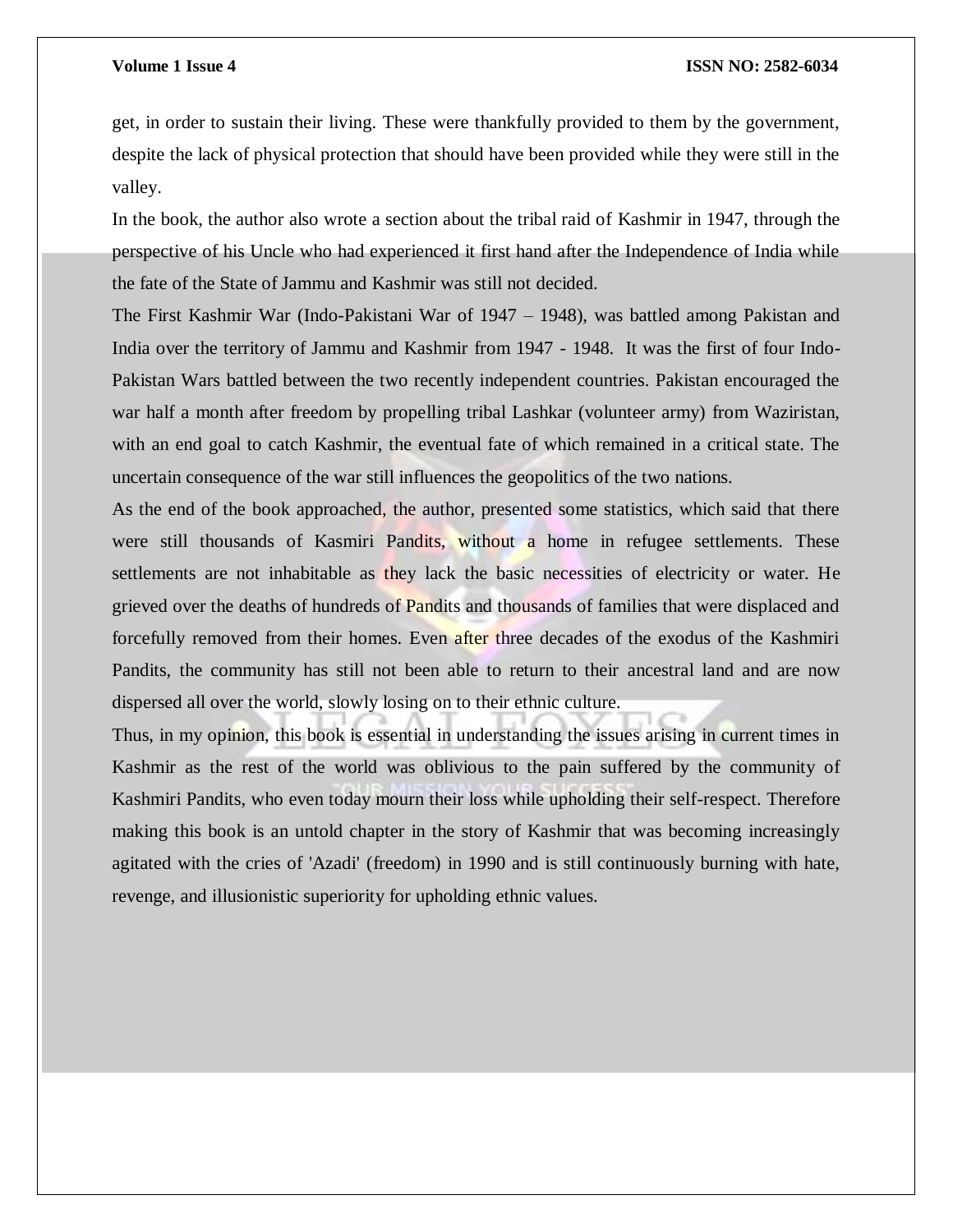get, in order to sustain their living. These were thankfully provided to them by the government, despite the lack of physical protection that should have been provided while they were still in the valley.

In the book, the author also wrote a section about the tribal raid of Kashmir in 1947, through the perspective of his Uncle who had experienced it first hand after the Independence of India while the fate of the State of Jammu and Kashmir was still not decided.

The First Kashmir War (Indo-Pakistani War of 1947 – 1948), was battled among Pakistan and India over the territory of Jammu and Kashmir from 1947 - 1948. It was the first of four Indo-Pakistan Wars battled between the two recently independent countries. Pakistan encouraged the war half a month after freedom by propelling tribal Lashkar (volunteer army) from Waziristan, with an end goal to catch Kashmir, the eventual fate of which remained in a critical state. The uncertain consequence of the war still influences the geopolitics of the two nations.

As the end of the book approached, the author, presented some statistics, which said that there were still thousands of Kasmiri Pandits, without a home in refugee settlements. These settlements are not inhabitable as they lack the basic necessities of electricity or water. He grieved over the deaths of hundreds of Pandits and thousands of families that were displaced and forcefully removed from their homes. Even after three decades of the exodus of the Kashmiri Pandits, the community has still not been able to return to their ancestral land and are now dispersed all over the world, slowly losing on to their ethnic culture.

Thus, in my opinion, this book is essential in understanding the issues arising in current times in Kashmir as the rest of the world was oblivious to the pain suffered by the community of Kashmiri Pandits, who even today mourn their loss while upholding their self-respect. Therefore making this book is an untold chapter in the story of Kashmir that was becoming increasingly agitated with the cries of 'Azadi' (freedom) in 1990 and is still continuously burning with hate, revenge, and illusionistic superiority for upholding ethnic values.